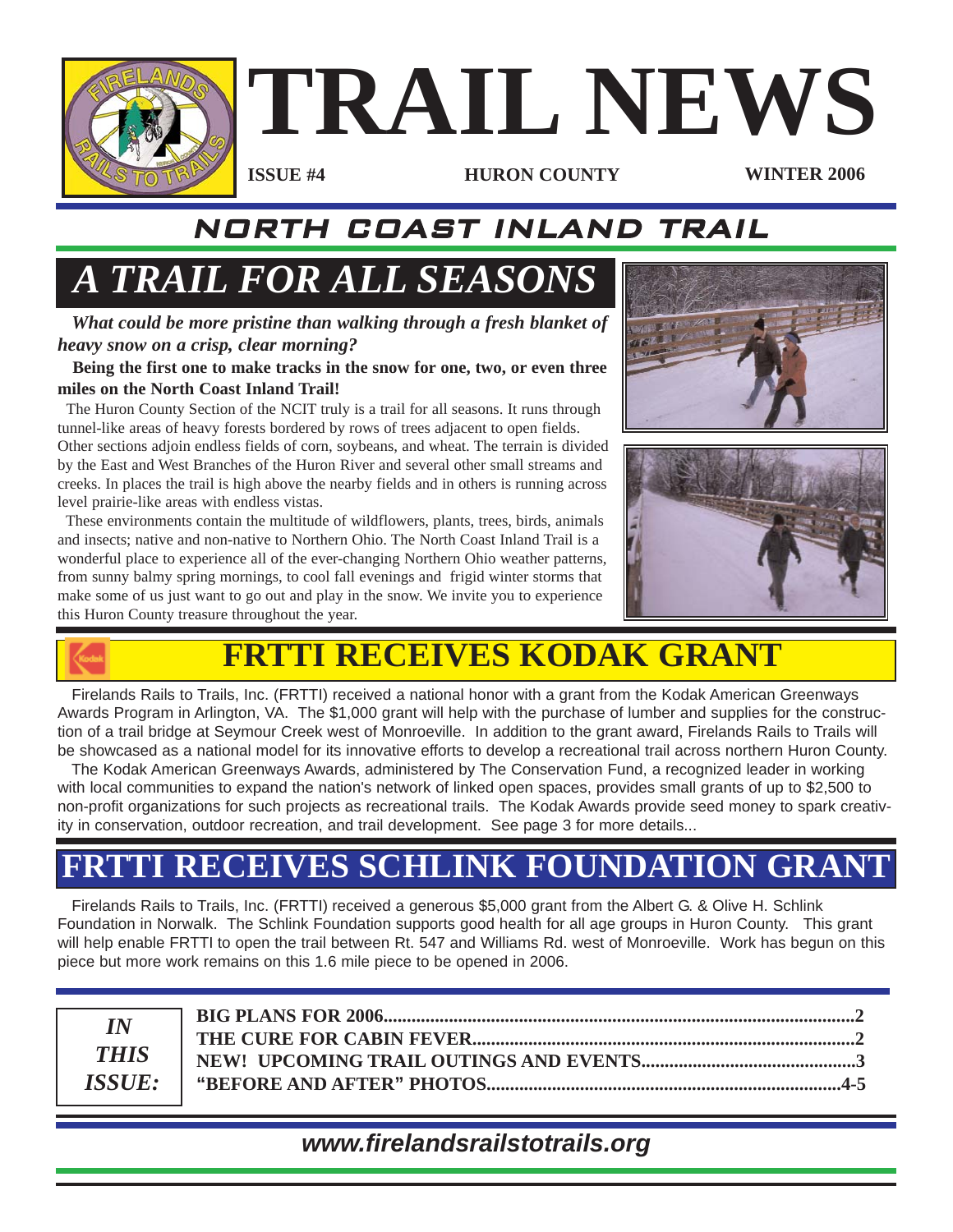# TRAIL NEWS

**ISSUE #4** **HURON COUNTY** **WINTER 2006**

## NORTH COAST INLAND TRAIL

## *A TRAIL FOR ALL SEASONS*

***What could be more pristine than walking through a fresh blanket of heavy snow on a crisp, clear morning?***

**Being the first one to make tracks in the snow for one, two, or even three miles on the North Coast Inland Trail!**

The Huron County Section of the NCIT truly is a trail for all seasons. It runs through tunnel-like areas of heavy forests bordered by rows of trees adjacent to open fields. Other sections adjoin endless fields of corn, soybeans, and wheat. The terrain is divided by the East and West Branches of the Huron River and several other small streams and creeks. In places the trail is high above the nearby fields and in others is running across level prairie-like areas with endless vistas.

These environments contain the multitude of wildflowers, plants, trees, birds, animals and insects; native and non-native to Northern Ohio. The North Coast Inland Trail is a wonderful place to experience all of the ever-changing Northern Ohio weather patterns, from sunny balmy spring mornings, to cool fall evenings and frigid winter storms that make some of us just want to go out and play in the snow. We invite you to experience this Huron County treasure throughout the year.

## FRTTI RECEIVES KODAK GRANT

Firelands Rails to Trails, Inc. (FRTTI) received a national honor with a grant from the Kodak American Greenways Awards Program in Arlington, VA. The $1,000 grant will help with the purchase of lumber and supplies for the construction of a trail bridge at Seymour Creek west of Monroeville. In addition to the grant award, Firelands Rails to Trails will be showcased as a national model for its innovative efforts to develop a recreational trail across northern Huron County.

The Kodak American Greenways Awards, administered by The Conservation Fund, a recognized leader in working with local communities to expand the nation's network of linked open spaces, provides small grants of up to $2,500 to non-profit organizations for such projects as recreational trails. The Kodak Awards provide seed money to spark creativity in conservation, outdoor recreation, and trail development. See page 3 for more details...

## FRTTI RECEIVES SCHLINK FOUNDATION GRANT

Firelands Rails to Trails, Inc. (FRTTI) received a generous $5,000 grant from the Albert G. & Olive H. Schlink Foundation in Norwalk. The Schlink Foundation supports good health for all age groups in Huron County. This grant will help enable FRTTI to open the trail between Rt. 547 and Williams Rd. west of Monroeville. Work has begun on this piece but more work remains on this 1.6 mile piece to be opened in 2006.

***IN THIS ISSUE:***

| | |
|---|---|
| **BIG PLANS FOR 2006** | **2** |
| **THE CURE FOR CABIN FEVER** | **2** |
| **NEW! UPCOMING TRAIL OUTINGS AND EVENTS** | **3** |
| **"BEFORE AND AFTER" PHOTOS** | **4-5** |

***www.firelandsrailstotrails.org***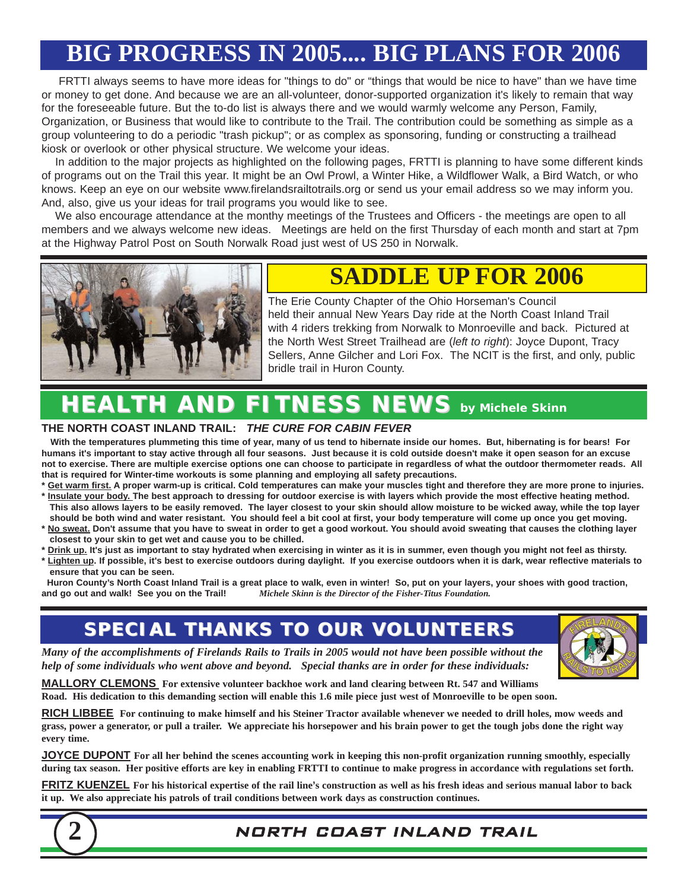# BIG PROGRESS IN 2005.... BIG PLANS FOR 2006

FRTTI always seems to have more ideas for "things to do" or "things that would be nice to have" than we have time or money to get done. And because we are an all-volunteer, donor-supported organization it's likely to remain that way for the foreseeable future. But the to-do list is always there and we would warmly welcome any Person, Family, Organization, or Business that would like to contribute to the Trail. The contribution could be something as simple as a group volunteering to do a periodic "trash pickup"; or as complex as sponsoring, funding or constructing a trailhead kiosk or overlook or other physical structure. We welcome your ideas.

In addition to the major projects as highlighted on the following pages, FRTTI is planning to have some different kinds of programs out on the Trail this year. It might be an Owl Prowl, a Winter Hike, a Wildflower Walk, a Bird Watch, or who knows. Keep an eye on our website www.firelandsrailtotrails.org or send us your email address so we may inform you. And, also, give us your ideas for trail programs you would like to see.

We also encourage attendance at the monthy meetings of the Trustees and Officers - the meetings are open to all members and we always welcome new ideas. Meetings are held on the first Thursday of each month and start at 7pm at the Highway Patrol Post on South Norwalk Road just west of US 250 in Norwalk.

## SADDLE UP FOR 2006

The Erie County Chapter of the Ohio Horseman's Council held their annual New Years Day ride at the North Coast Inland Trail with 4 riders trekking from Norwalk to Monroeville and back. Pictured at the North West Street Trailhead are (*left to right*): Joyce Dupont, Tracy Sellers, Anne Gilcher and Lori Fox. The NCIT is the first, and only, public bridle trail in Huron County.

## HEALTH AND FITNESS NEWS by Michele Skinn

### THE NORTH COAST INLAND TRAIL: *THE CURE FOR CABIN FEVER*

**With the temperatures plummeting this time of year, many of us tend to hibernate inside our homes. But, hibernating is for bears! For humans it's important to stay active through all four seasons. Just because it is cold outside doesn't make it open season for an excuse not to exercise. There are multiple exercise options one can choose to participate in regardless of what the outdoor thermometer reads. All that is required for Winter-time workouts is some planning and employing all safety precautions.**

- **Get warm first. A proper warm-up is critical. Cold temperatures can make your muscles tight and therefore they are more prone to injuries.**
- **Insulate your body. The best approach to dressing for outdoor exercise is with layers which provide the most effective heating method. This also allows layers to be easily removed. The layer closest to your skin should allow moisture to be wicked away, while the top layer should be both wind and water resistant. You should feel a bit cool at first, your body temperature will come up once you get moving.**
- **No sweat. Don't assume that you have to sweat in order to get a good workout. You should avoid sweating that causes the clothing layer closest to your skin to get wet and cause you to be chilled.**
- **Drink up. It's just as important to stay hydrated when exercising in winter as it is in summer, even though you might not feel as thirsty.**
- **Lighten up. If possible, it's best to exercise outdoors during daylight. If you exercise outdoors when it is dark, wear reflective materials to ensure that you can be seen.**

**Huron County's North Coast Inland Trail is a great place to walk, even in winter! So, put on your layers, your shoes with good traction, and go out and walk! See you on the Trail!** *Michele Skinn is the Director of the Fisher-Titus Foundation.*

## SPECIAL THANKS TO OUR VOLUNTEERS

*Many of the accomplishments of Firelands Rails to Trails in 2005 would not have been possible without the help of some individuals who went above and beyond. Special thanks are in order for these individuals:*

**MALLORY CLEMONS** **For extensive volunteer backhoe work and land clearing between Rt. 547 and Williams Road. His dedication to this demanding section will enable this 1.6 mile piece just west of Monroeville to be open soon.**

**RICH LIBBEE** **For continuing to make himself and his Steiner Tractor available whenever we needed to drill holes, mow weeds and grass, power a generator, or pull a trailer. We appreciate his horsepower and his brain power to get the tough jobs done the right way every time.**

**JOYCE DUPONT** **For all her behind the scenes accounting work in keeping this non-profit organization running smoothly, especially during tax season. Her positive efforts are key in enabling FRTTI to continue to make progress in accordance with regulations set forth.**

**FRITZ KUENZEL** **For his historical expertise of the rail line's construction as well as his fresh ideas and serious manual labor to back it up. We also appreciate his patrols of trail conditions between work days as construction continues.**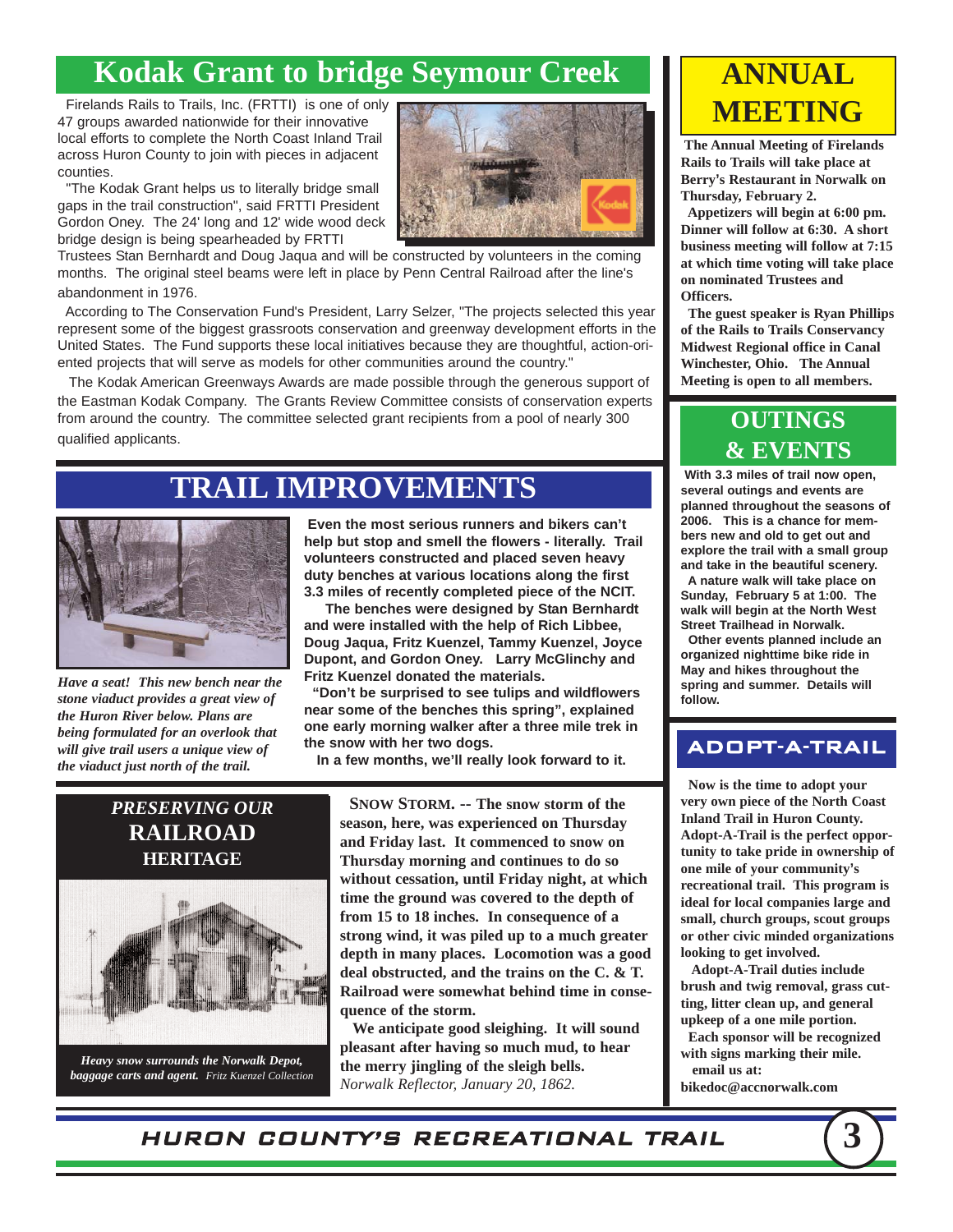# Kodak Grant to bridge Seymour Creek

Firelands Rails to Trails, Inc. (FRTTI) is one of only 47 groups awarded nationwide for their innovative local efforts to complete the North Coast Inland Trail across Huron County to join with pieces in adjacent counties.

"The Kodak Grant helps us to literally bridge small gaps in the trail construction", said FRTTI President Gordon Oney. The 24' long and 12' wide wood deck bridge design is being spearheaded by FRTTI Trustees Stan Bernhardt and Doug Jaqua and will be constructed by volunteers in the coming months. The original steel beams were left in place by Penn Central Railroad after the line's abandonment in 1976.

According to The Conservation Fund's President, Larry Selzer, "The projects selected this year represent some of the biggest grassroots conservation and greenway development efforts in the United States. The Fund supports these local initiatives because they are thoughtful, action-oriented projects that will serve as models for other communities around the country."

The Kodak American Greenways Awards are made possible through the generous support of the Eastman Kodak Company. The Grants Review Committee consists of conservation experts from around the country. The committee selected grant recipients from a pool of nearly 300 qualified applicants.

# TRAIL IMPROVEMENTS

*Have a seat! This new bench near the stone viaduct provides a great view of the Huron River below. Plans are being formulated for an overlook that will give trail users a unique view of the viaduct just north of the trail.*

**Even the most serious runners and bikers can't help but stop and smell the flowers - literally. Trail volunteers constructed and placed seven heavy duty benches at various locations along the first 3.3 miles of recently completed piece of the NCIT.**

**The benches were designed by Stan Bernhardt and were installed with the help of Rich Libbee, Doug Jaqua, Fritz Kuenzel, Tammy Kuenzel, Joyce Dupont, and Gordon Oney. Larry McGlinchy and Fritz Kuenzel donated the materials.**

**"Don't be surprised to see tulips and wildflowers near some of the benches this spring", explained one early morning walker after a three mile trek in the snow with her two dogs.**

**In a few months, we'll really look forward to it.**

## *PRESERVING OUR* RAILROAD HERITAGE

*Heavy snow surrounds the Norwalk Depot, baggage carts and agent. Fritz Kuenzel Collection*

**SNOW STORM. -- The snow storm of the season, here, was experienced on Thursday and Friday last. It commenced to snow on Thursday morning and continues to do so without cessation, until Friday night, at which time the ground was covered to the depth of from 15 to 18 inches. In consequence of a strong wind, it was piled up to a much greater depth in many places. Locomotion was a good deal obstructed, and the trains on the C. & T. Railroad were somewhat behind time in consequence of the storm.**

**We anticipate good sleighing. It will sound pleasant after having so much mud, to hear the merry jingling of the sleigh bells.**

*Norwalk Reflector, January 20, 1862.*

# ANNUAL MEETING

**The Annual Meeting of Firelands Rails to Trails will take place at Berry's Restaurant in Norwalk on Thursday, February 2.**

**Appetizers will begin at 6:00 pm. Dinner will follow at 6:30. A short business meeting will follow at 7:15 at which time voting will take place on nominated Trustees and Officers.**

**The guest speaker is Ryan Phillips of the Rails to Trails Conservancy Midwest Regional office in Canal Winchester, Ohio. The Annual Meeting is open to all members.**

# OUTINGS & EVENTS

**With 3.3 miles of trail now open, several outings and events are planned throughout the seasons of 2006. This is a chance for members new and old to get out and explore the trail with a small group and take in the beautiful scenery.**

**A nature walk will take place on Sunday, February 5 at 1:00. The walk will begin at the North West Street Trailhead in Norwalk.**

**Other events planned include an organized nighttime bike ride in May and hikes throughout the spring and summer. Details will follow.**

# ADOPT-A-TRAIL

**Now is the time to adopt your very own piece of the North Coast Inland Trail in Huron County. Adopt-A-Trail is the perfect opportunity to take pride in ownership of one mile of your community's recreational trail. This program is ideal for local companies large and small, church groups, scout groups or other civic minded organizations looking to get involved.**

**Adopt-A-Trail duties include brush and twig removal, grass cutting, litter clean up, and general upkeep of a one mile portion.**

**Each sponsor will be recognized with signs marking their mile.**

**email us at:**
**bikedoc@accnorwalk.com**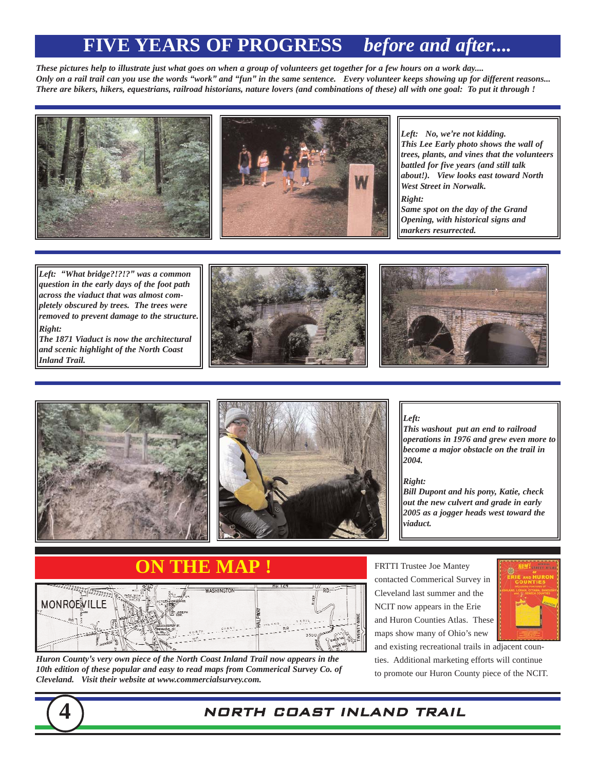# FIVE YEARS OF PROGRESS *before and after....*

***These pictures help to illustrate just what goes on when a group of volunteers get together for a few hours on a work day.... Only on a rail trail can you use the words "work" and "fun" in the same sentence. Every volunteer keeps showing up for different reasons... There are bikers, hikers, equestrians, railroad historians, nature lovers (and combinations of these) all with one goal: To put it through !***

***Left: No, we're not kidding. This Lee Early photo shows the wall of trees, plants, and vines that the volunteers battled for five years (and still talk about!). View looks east toward North West Street in Norwalk.***

***Right: Same spot on the day of the Grand Opening, with historical signs and markers resurrected.***

***Left: "What bridge?!?!?" was a common question in the early days of the foot path across the viaduct that was almost completely obscured by trees. The trees were removed to prevent damage to the structure.***

***Right: The 1871 Viaduct is now the architectural and scenic highlight of the North Coast Inland Trail.***

***Left: This washout put an end to railroad operations in 1976 and grew even more to become a major obstacle on the trail in 2004.***

***Right: Bill Dupont and his pony, Katie, check out the new culvert and grade in early 2005 as a jogger heads west toward the viaduct.***

## ON THE MAP !

***Huron County's very own piece of the North Coast Inland Trail now appears in the 10th edition of these popular and easy to read maps from Commerical Survey Co. of Cleveland. Visit their website at www.commercialsurvey.com.***

FRTTI Trustee Joe Mantey contacted Commerical Survey in Cleveland last summer and the NCIT now appears in the Erie and Huron Counties Atlas. These maps show many of Ohio's new and existing recreational trails in adjacent counties. Additional marketing efforts will continue to promote our Huron County piece of the NCIT.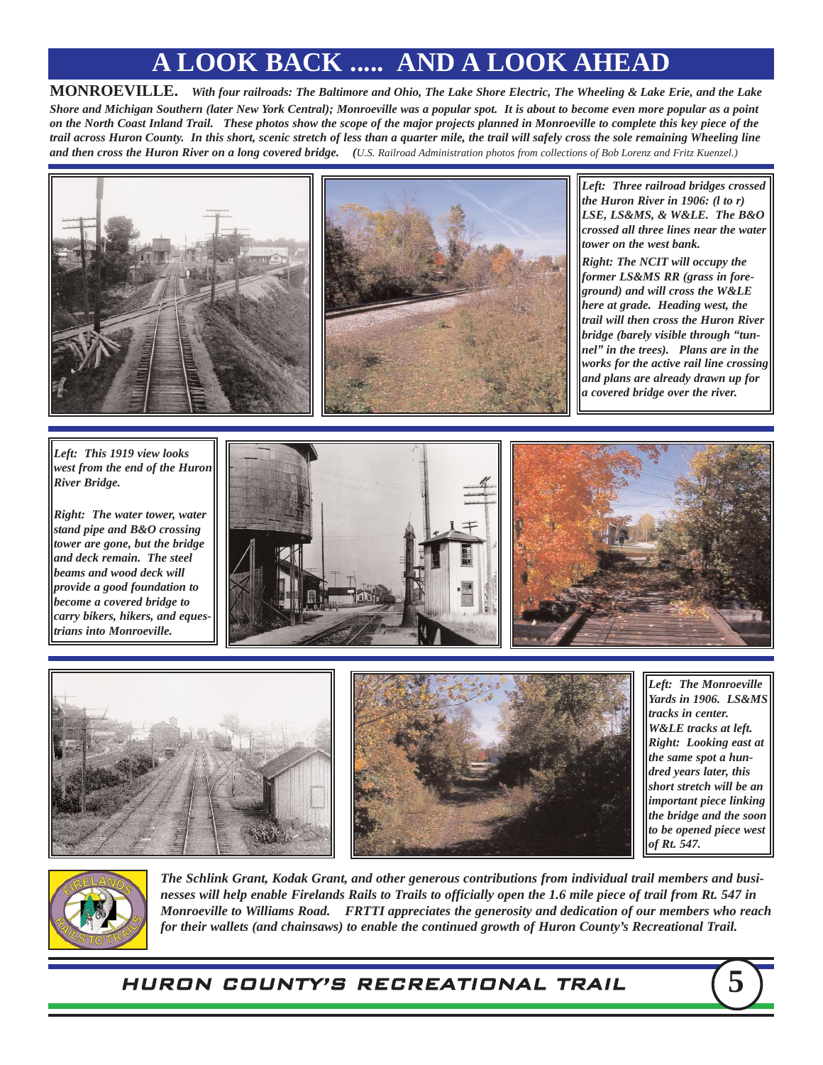# A LOOK BACK ..... AND A LOOK AHEAD

**MONROEVILLE.** ***With four railroads: The Baltimore and Ohio, The Lake Shore Electric, The Wheeling & Lake Erie, and the Lake Shore and Michigan Southern (later New York Central); Monroeville was a popular spot. It is about to become even more popular as a point on the North Coast Inland Trail. These photos show the scope of the major projects planned in Monroeville to complete this key piece of the trail across Huron County. In this short, scenic stretch of less than a quarter mile, the trail will safely cross the sole remaining Wheeling line and then cross the Huron River on a long covered bridge.*** *(U.S. Railroad Administration photos from collections of Bob Lorenz and Fritz Kuenzel.)*

***Left: Three railroad bridges crossed the Huron River in 1906: (l to r) LSE, LS&MS, & W&LE. The B&O crossed all three lines near the water tower on the west bank.***

***Right: The NCIT will occupy the former LS&MS RR (grass in foreground) and will cross the W&LE here at grade. Heading west, the trail will then cross the Huron River bridge (barely visible through "tunnel" in the trees). Plans are in the works for the active rail line crossing and plans are already drawn up for a covered bridge over the river.***

***Left: This 1919 view looks west from the end of the Huron River Bridge.***

***Right: The water tower, water stand pipe and B&O crossing tower are gone, but the bridge and deck remain. The steel beams and wood deck will provide a good foundation to become a covered bridge to carry bikers, hikers, and equestrians into Monroeville.***

***Left: The Monroeville Yards in 1906. LS&MS tracks in center. W&LE tracks at left. Right: Looking east at the same spot a hundred years later, this short stretch will be an important piece linking the bridge and the soon to be opened piece west of Rt. 547.***

***The Schlink Grant, Kodak Grant, and other generous contributions from individual trail members and businesses will help enable Firelands Rails to Trails to officially open the 1.6 mile piece of trail from Rt. 547 in Monroeville to Williams Road. FRTTI appreciates the generosity and dedication of our members who reach for their wallets (and chainsaws) to enable the continued growth of Huron County's Recreational Trail.***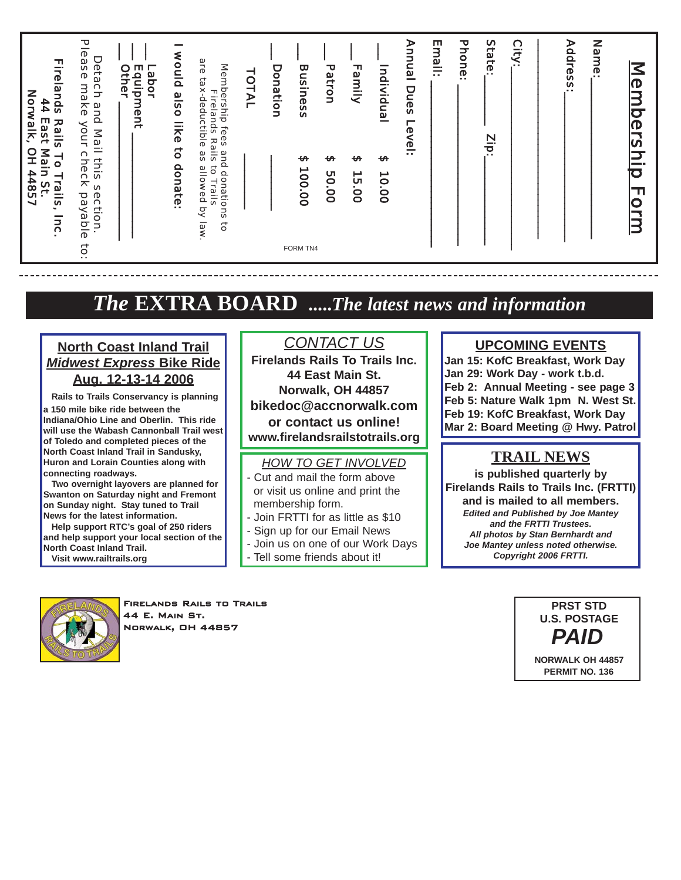# Membership Form

Name: ____________________

Address: ____________________

City: ____________________

State: ________ Zip: ________

Phone: ____________________

Email: ____________________

Annual Dues Level:

___ Individual $ 10.00

___ Family $ 15.00

___ Patron $ 50.00

___ Business $ 100.00

___ Donation ________

TOTAL ________

Membership fees and donations to Firelands Rails to Trails are tax-deductible as allowed by law.

FORM TN4

**I would also like to donate:**

___ Labor

___ Equipment ________

___ Other ________

Detach and Mail this section.

Please make your check payable to:

**Firelands Rails To Trails, Inc.**
**44 East Main St.**
**Norwalk, OH 44857**

---

# *The* EXTRA BOARD *.....The latest news and information*

## North Coast Inland Trail *Midwest Express* Bike Ride Aug. 12-13-14 2006

**Rails to Trails Conservancy is planning a 150 mile bike ride between the Indiana/Ohio Line and Oberlin. This ride will use the Wabash Cannonball Trail west of Toledo and completed pieces of the North Coast Inland Trail in Sandusky, Huron and Lorain Counties along with connecting roadways.**

**Two overnight layovers are planned for Swanton on Saturday night and Fremont on Sunday night. Stay tuned to Trail News for the latest information.**

**Help support RTC's goal of 250 riders and help support your local section of the North Coast Inland Trail.**

**Visit www.railtrails.org**

## CONTACT US

**Firelands Rails To Trails Inc.**
**44 East Main St.**
**Norwalk, OH 44857**
**bikedoc@accnorwalk.com**
**or contact us online!**
**www.firelandsrailstotrails.org**

## HOW TO GET INVOLVED

- Cut and mail the form above or visit us online and print the membership form.
- Join FRTTI for as little as $10
- Sign up for our Email News
- Join us on one of our Work Days
- Tell some friends about it!

## UPCOMING EVENTS

**Jan 15: KofC Breakfast, Work Day**
**Jan 29: Work Day - work t.b.d.**
**Feb 2: Annual Meeting - see page 3**
**Feb 5: Nature Walk 1pm N. West St.**
**Feb 19: KofC Breakfast, Work Day**
**Mar 2: Board Meeting @ Hwy. Patrol**

## TRAIL NEWS

**is published quarterly by Firelands Rails to Trails Inc. (FRTTI) and is mailed to all members.**

***Edited and Published by Joe Mantey and the FRTTI Trustees.***
***All photos by Stan Bernhardt and Joe Mantey unless noted otherwise.***
***Copyright 2006 FRTTI.***

---

FIRELANDS RAILS TO TRAILS
44 E. MAIN ST.
NORWALK, OH 44857

**PRST STD**
**U.S. POSTAGE**
***PAID***
**NORWALK OH 44857**
**PERMIT NO. 136**